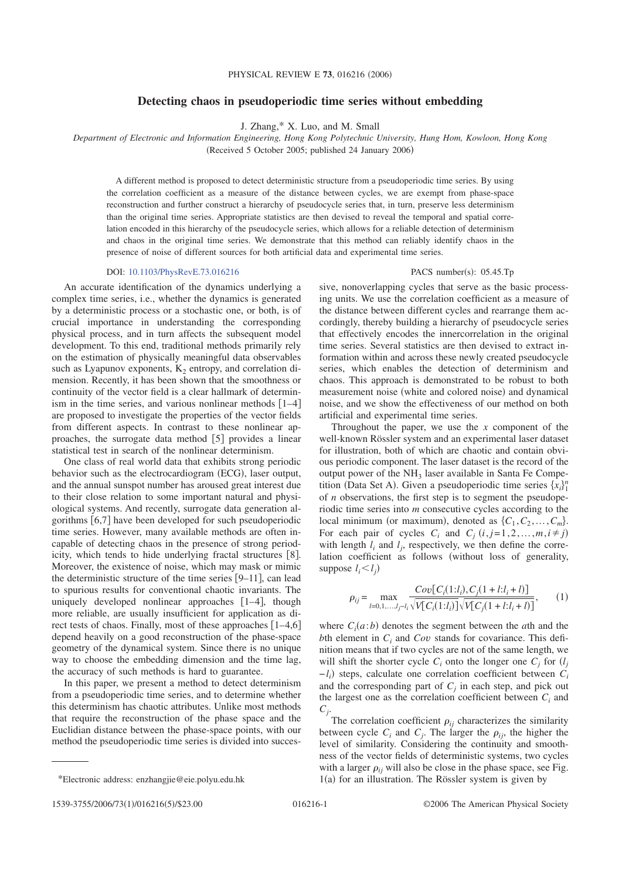# Detecting chaos in pseudoperiodic time series without embedding

J. Zhang,* X. Luo, and M. Small

*Department of Electronic and Information Engineering, Hong Kong Polytechnic University, Hung Hom, Kowloon, Hong Kong*

(Received 5 October 2005; published 24 January 2006)

A different method is proposed to detect deterministic structure from a pseudoperiodic time series. By using the correlation coefficient as a measure of the distance between cycles, we are exempt from phase-space reconstruction and further construct a hierarchy of pseudocycle series that, in turn, preserve less determinism than the original time series. Appropriate statistics are then devised to reveal the temporal and spatial correlation encoded in this hierarchy of the pseudocycle series, which allows for a reliable detection of determinism and chaos in the original time series. We demonstrate that this method can reliably identify chaos in the presence of noise of different sources for both artificial data and experimental time series.

DOI: 10.1103/PhysRevE.73.016216 PACS number(s): 05.45.Tp

An accurate identification of the dynamics underlying a complex time series, i.e., whether the dynamics is generated by a deterministic process or a stochastic one, or both, is of crucial importance in understanding the corresponding physical process, and in turn affects the subsequent model development. To this end, traditional methods primarily rely on the estimation of physically meaningful data observables such as Lyapunov exponents, $K_2$ entropy, and correlation dimension. Recently, it has been shown that the smoothness or continuity of the vector field is a clear hallmark of determinism in the time series, and various nonlinear methods [1–4] are proposed to investigate the properties of the vector fields from different aspects. In contrast to these nonlinear approaches, the surrogate data method [5] provides a linear statistical test in search of the nonlinear determinism.

One class of real world data that exhibits strong periodic behavior such as the electrocardiogram (ECG), laser output, and the annual sunspot number has aroused great interest due to their close relation to some important natural and physiological systems. And recently, surrogate data generation algorithms [6,7] have been developed for such pseudoperiodic time series. However, many available methods are often incapable of detecting chaos in the presence of strong periodicity, which tends to hide underlying fractal structures [8]. Moreover, the existence of noise, which may mask or mimic the deterministic structure of the time series [9–11], can lead to spurious results for conventional chaotic invariants. The uniquely developed nonlinear approaches [1–4], though more reliable, are usually insufficient for application as direct tests of chaos. Finally, most of these approaches [1–4,6] depend heavily on a good reconstruction of the phase-space geometry of the dynamical system. Since there is no unique way to choose the embedding dimension and the time lag, the accuracy of such methods is hard to guarantee.

In this paper, we present a method to detect determinism from a pseudoperiodic time series, and to determine whether this determinism has chaotic attributes. Unlike most methods that require the reconstruction of the phase space and the Euclidian distance between the phase-space points, with our method the pseudoperiodic time series is divided into successive, nonoverlapping cycles that serve as the basic processing units. We use the correlation coefficient as a measure of the distance between different cycles and rearrange them accordingly, thereby building a hierarchy of pseudocycle series that effectively encodes the innercorrelation in the original time series. Several statistics are then devised to extract information within and across these newly created pseudocycle series, which enables the detection of determinism and chaos. This approach is demonstrated to be robust to both measurement noise (white and colored noise) and dynamical noise, and we show the effectiveness of our method on both artificial and experimental time series.

Throughout the paper, we use the $x$ component of the well-known Rössler system and an experimental laser dataset for illustration, both of which are chaotic and contain obvious periodic component. The laser dataset is the record of the output power of the $NH_3$ laser available in Santa Fe Competition (Data Set A). Given a pseudoperiodic time series $\{x_i\}_1^n$ of $n$ observations, the first step is to segment the pseudoperiodic time series into $m$ consecutive cycles according to the local minimum (or maximum), denoted as $\{C_1, C_2, \ldots, C_m\}$. For each pair of cycles $C_i$ and $C_j$ $(i,j=1,2,\ldots,m, i\neq j)$ with length $l_i$ and $l_j$, respectively, we then define the correlation coefficient as follows (without loss of generality, suppose $l_i < l_j$)

$$\rho_{ij} = \max_{l=0,1,\ldots,l_j-l_i} \frac{Cov[C_i(1:l_i), C_j(1+l:l_i+l)]}{\sqrt{V[C_i(1:l_i)]}\sqrt{V[C_j(1+l:l_i+l)]}}, \qquad (1)$$

where $C_i(a:b)$ denotes the segment between the $a$th and the $b$th element in $C_i$ and $Cov$ stands for covariance. This definition means that if two cycles are not of the same length, we will shift the shorter cycle $C_i$ onto the longer one $C_j$ for $(l_j - l_i)$ steps, calculate one correlation coefficient between $C_i$ and the corresponding part of $C_j$ in each step, and pick out the largest one as the correlation coefficient between $C_i$ and $C_j$.

The correlation coefficient $\rho_{ij}$ characterizes the similarity between cycle $C_i$ and $C_j$. The larger the $\rho_{ij}$, the higher the level of similarity. Considering the continuity and smoothness of the vector fields of deterministic systems, two cycles with a larger $\rho_{ij}$ will also be close in the phase space, see Fig. 1(a) for an illustration. The Rössler system is given by

*Electronic address: enzhangjie@eie.polyu.edu.hk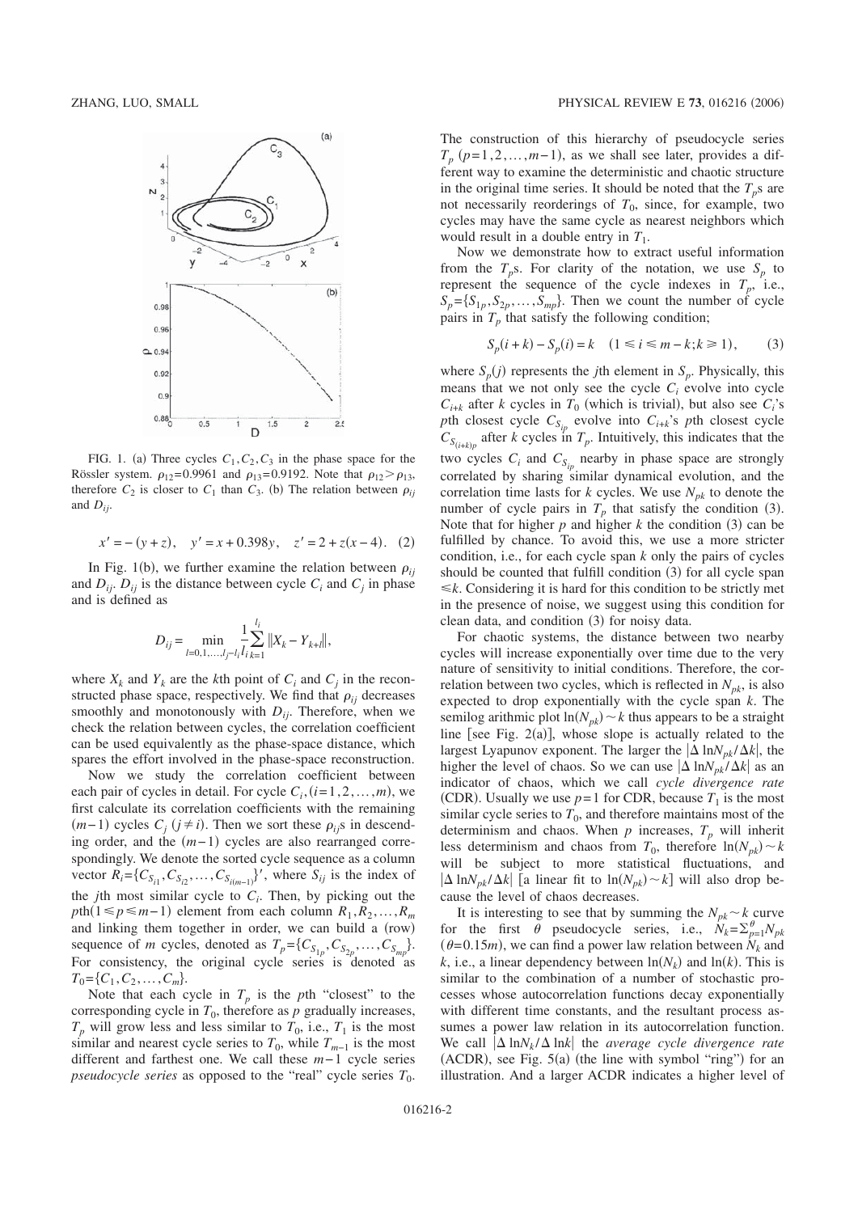FIG. 1. (a) Three cycles $C_1, C_2, C_3$ in the phase space for the Rössler system. $\rho_{12}=0.9961$ and $\rho_{13}=0.9192$. Note that $\rho_{12} > \rho_{13}$, therefore $C_2$ is closer to $C_1$ than $C_3$. (b) The relation between $\rho_{ij}$ and $D_{ij}$.

$$x' = -(y+z), \quad y' = x + 0.398y, \quad z' = 2 + z(x-4). \quad (2)$$

In Fig. 1(b), we further examine the relation between $\rho_{ij}$ and $D_{ij}$. $D_{ij}$ is the distance between cycle $C_i$ and $C_j$ in phase and is defined as

$$D_{ij} = \min_{l=0,1,\ldots,l_j-l_i} \frac{1}{l_i} \sum_{k=1}^{l_i} \|X_k - Y_{k+l}\|,$$

where $X_k$ and $Y_k$ are the $k$th point of $C_i$ and $C_j$ in the reconstructed phase space, respectively. We find that $\rho_{ij}$ decreases smoothly and monotonously with $D_{ij}$. Therefore, when we check the relation between cycles, the correlation coefficient can be used equivalently as the phase-space distance, which spares the effort involved in the phase-space reconstruction.

Now we study the correlation coefficient between each pair of cycles in detail. For cycle $C_i, (i=1,2,\ldots,m)$, we first calculate its correlation coefficients with the remaining $(m-1)$ cycles $C_j$ $(j \neq i)$. Then we sort these $\rho_{ij}$s in descending order, and the $(m-1)$ cycles are also rearranged correspondingly. We denote the sorted cycle sequence as a column vector $R_i = \{C_{S_{i1}}, C_{S_{i2}}, \ldots, C_{S_{i(m-1)}}\}'$, where $S_{ij}$ is the index of the $j$th most similar cycle to $C_i$. Then, by picking out the $p$th$(1 \leq p \leq m-1)$ element from each column $R_1, R_2, \ldots, R_m$ and linking them together in order, we can build a (row) sequence of $m$ cycles, denoted as $T_p = \{C_{S_{1p}}, C_{S_{2p}}, \ldots, C_{S_{mp}}\}$. For consistency, the original cycle series is denoted as $T_0 = \{C_1, C_2, \ldots, C_m\}$.

Note that each cycle in $T_p$ is the $p$th "closest" to the corresponding cycle in $T_0$, therefore as $p$ gradually increases, $T_p$ will grow less and less similar to $T_0$, i.e., $T_1$ is the most similar and nearest cycle series to $T_0$, while $T_{m-1}$ is the most different and farthest one. We call these $m-1$ cycle series *pseudocycle series* as opposed to the "real" cycle series $T_0$. The construction of this hierarchy of pseudocycle series $T_p$ $(p=1,2,\ldots,m-1)$, as we shall see later, provides a different way to examine the deterministic and chaotic structure in the original time series. It should be noted that the $T_p$s are not necessarily reorderings of $T_0$, since, for example, two cycles may have the same cycle as nearest neighbors which would result in a double entry in $T_1$.

Now we demonstrate how to extract useful information from the $T_p$s. For clarity of the notation, we use $S_p$ to represent the sequence of the cycle indexes in $T_p$, i.e., $S_p = \{S_{1p}, S_{2p}, \ldots, S_{mp}\}$. Then we count the number of cycle pairs in $T_p$ that satisfy the following condition;

$$S_p(i+k) - S_p(i) = k \quad (1 \leq i \leq m-k; k \geq 1), \quad (3)$$

where $S_p(j)$ represents the $j$th element in $S_p$. Physically, this means that we not only see the cycle $C_i$ evolve into cycle $C_{i+k}$ after $k$ cycles in $T_0$ (which is trivial), but also see $C_i$'s $p$th closest cycle $C_{S_{ip}}$ evolve into $C_{i+k}$'s $p$th closest cycle $C_{S_{(i+k)p}}$ after $k$ cycles in $T_p$. Intuitively, this indicates that the two cycles $C_i$ and $C_{S_{ip}}$ nearby in phase space are strongly correlated by sharing similar dynamical evolution, and the correlation time lasts for $k$ cycles. We use $N_{pk}$ to denote the number of cycle pairs in $T_p$ that satisfy the condition (3). Note that for higher $p$ and higher $k$ the condition (3) can be fulfilled by chance. To avoid this, we use a more stricter condition, i.e., for each cycle span $k$ only the pairs of cycles should be counted that fulfill condition (3) for all cycle span $\leq k$. Considering it is hard for this condition to be strictly met in the presence of noise, we suggest using this condition for clean data, and condition (3) for noisy data.

For chaotic systems, the distance between two nearby cycles will increase exponentially over time due to the very nature of sensitivity to initial conditions. Therefore, the correlation between two cycles, which is reflected in $N_{pk}$, is also expected to drop exponentially with the cycle span $k$. The semilog arithmic plot $\ln(N_{pk}) \sim k$ thus appears to be a straight line [see Fig. 2(a)], whose slope is actually related to the largest Lyapunov exponent. The larger the $|\Delta \ln N_{pk}/\Delta k|$, the higher the level of chaos. So we can use $|\Delta \ln N_{pk}/\Delta k|$ as an indicator of chaos, which we call *cycle divergence rate* (CDR). Usually we use $p=1$ for CDR, because $T_1$ is the most similar cycle series to $T_0$, and therefore maintains most of the determinism and chaos. When $p$ increases, $T_p$ will inherit less determinism and chaos from $T_0$, therefore $\ln(N_{pk}) \sim k$ will be subject to more statistical fluctuations, and $|\Delta \ln N_{pk}/\Delta k|$ [a linear fit to $\ln(N_{pk}) \sim k$] will also drop because the level of chaos decreases.

It is interesting to see that by summing the $N_{pk} \sim k$ curve for the first $\theta$ pseudocycle series, i.e., $N_k = \sum_{p=1}^{\theta} N_{pk}$ $(\theta = 0.15m)$, we can find a power law relation between $N_k$ and $k$, i.e., a linear dependency between $\ln(N_k)$ and $\ln(k)$. This is similar to the combination of a number of stochastic processes whose autocorrelation functions decay exponentially with different time constants, and the resultant process assumes a power law relation in its autocorrelation function. We call $|\Delta \ln N_k/\Delta \ln k|$ the *average cycle divergence rate* (ACDR), see Fig. 5(a) (the line with symbol "ring") for an illustration. And a larger ACDR indicates a higher level of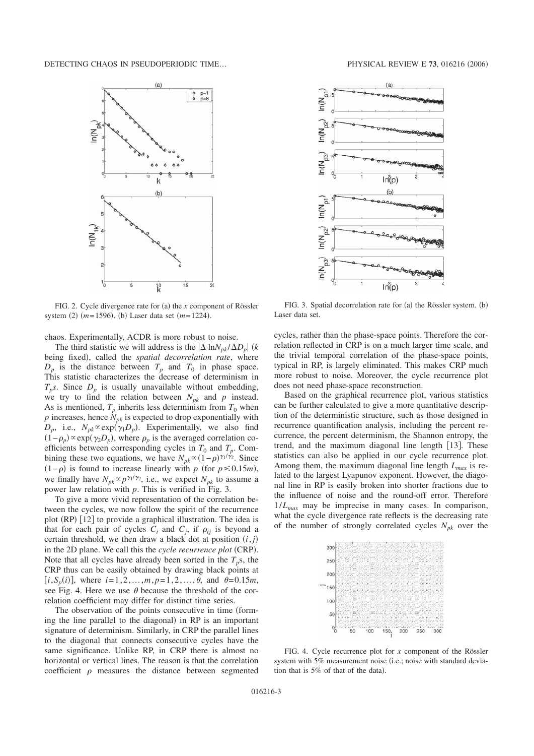FIG. 2. Cycle divergence rate for (a) the $x$ component of Rössler system (2) ($m=1596$). (b) Laser data set ($m=1224$).

FIG. 3. Spatial decorrelation rate for (a) the Rössler system. (b) Laser data set.

chaos. Experimentally, ACDR is more robust to noise.

The third statistic we will address is the $|\Delta \ln N_{pk}/\Delta D_p|$ ($k$ being fixed), called the *spatial decorrelation rate*, where $D_p$ is the distance between $T_p$ and $T_0$ in phase space. This statistic characterizes the decrease of determinism in $T_p$s. Since $D_p$ is usually unavailable without embedding, we try to find the relation between $N_{pk}$ and $p$ instead. As is mentioned, $T_p$ inherits less determinism from $T_0$ when $p$ increases, hence $N_{pk}$ is expected to drop exponentially with $D_p$, i.e., $N_{pk} \propto \exp(\gamma_1 D_p)$. Experimentally, we also find $(1-\rho_p) \propto \exp(\gamma_2 D_p)$, where $\rho_p$ is the averaged correlation coefficients between corresponding cycles in $T_0$ and $T_p$. Combining these two equations, we have $N_{pk} \propto (1-\rho)^{\gamma_1/\gamma_2}$. Since $(1-\rho)$ is found to increase linearly with $p$ (for $p \leqslant 0.15m$), we finally have $N_{pk} \propto p^{\gamma_1/\gamma_2}$, i.e., we expect $N_{pk}$ to assume a power law relation with $p$. This is verified in Fig. 3.

To give a more vivid representation of the correlation between the cycles, we now follow the spirit of the recurrence plot (RP) [12] to provide a graphical illustration. The idea is that for each pair of cycles $C_i$ and $C_j$, if $\rho_{ij}$ is beyond a certain threshold, we then draw a black dot at position $(i,j)$ in the 2D plane. We call this the *cycle recurrence plot* (CRP). Note that all cycles have already been sorted in the $T_p$s, the CRP thus can be easily obtained by drawing black points at $[i, S_p(i)]$, where $i=1,2,\ldots,m, p=1,2,\ldots,\theta$, and $\theta=0.15m$, see Fig. 4. Here we use $\theta$ because the threshold of the correlation coefficient may differ for distinct time series.

The observation of the points consecutive in time (forming the line parallel to the diagonal) in RP is an important signature of determinism. Similarly, in CRP the parallel lines to the diagonal that connects consecutive cycles have the same significance. Unlike RP, in CRP there is almost no horizontal or vertical lines. The reason is that the correlation coefficient $\rho$ measures the distance between segmented cycles, rather than the phase-space points. Therefore the correlation reflected in CRP is on a much larger time scale, and the trivial temporal correlation of the phase-space points, typical in RP, is largely eliminated. This makes CRP much more robust to noise. Moreover, the cycle recurrence plot does not need phase-space reconstruction.

Based on the graphical recurrence plot, various statistics can be further calculated to give a more quantitative description of the deterministic structure, such as those designed in recurrence quantification analysis, including the percent recurrence, the percent determinism, the Shannon entropy, the trend, and the maximum diagonal line length [13]. These statistics can also be applied in our cycle recurrence plot. Among them, the maximum diagonal line length $L_{max}$ is related to the largest Lyapunov exponent. However, the diagonal line in RP is easily broken into shorter fractions due to the influence of noise and the round-off error. Therefore $1/L_{max}$ may be imprecise in many cases. In comparison, what the cycle divergence rate reflects is the decreasing rate of the number of strongly correlated cycles $N_{pk}$ over the

FIG. 4. Cycle recurrence plot for $x$ component of the Rössler system with 5% measurement noise (i.e.; noise with standard deviation that is 5% of that of the data).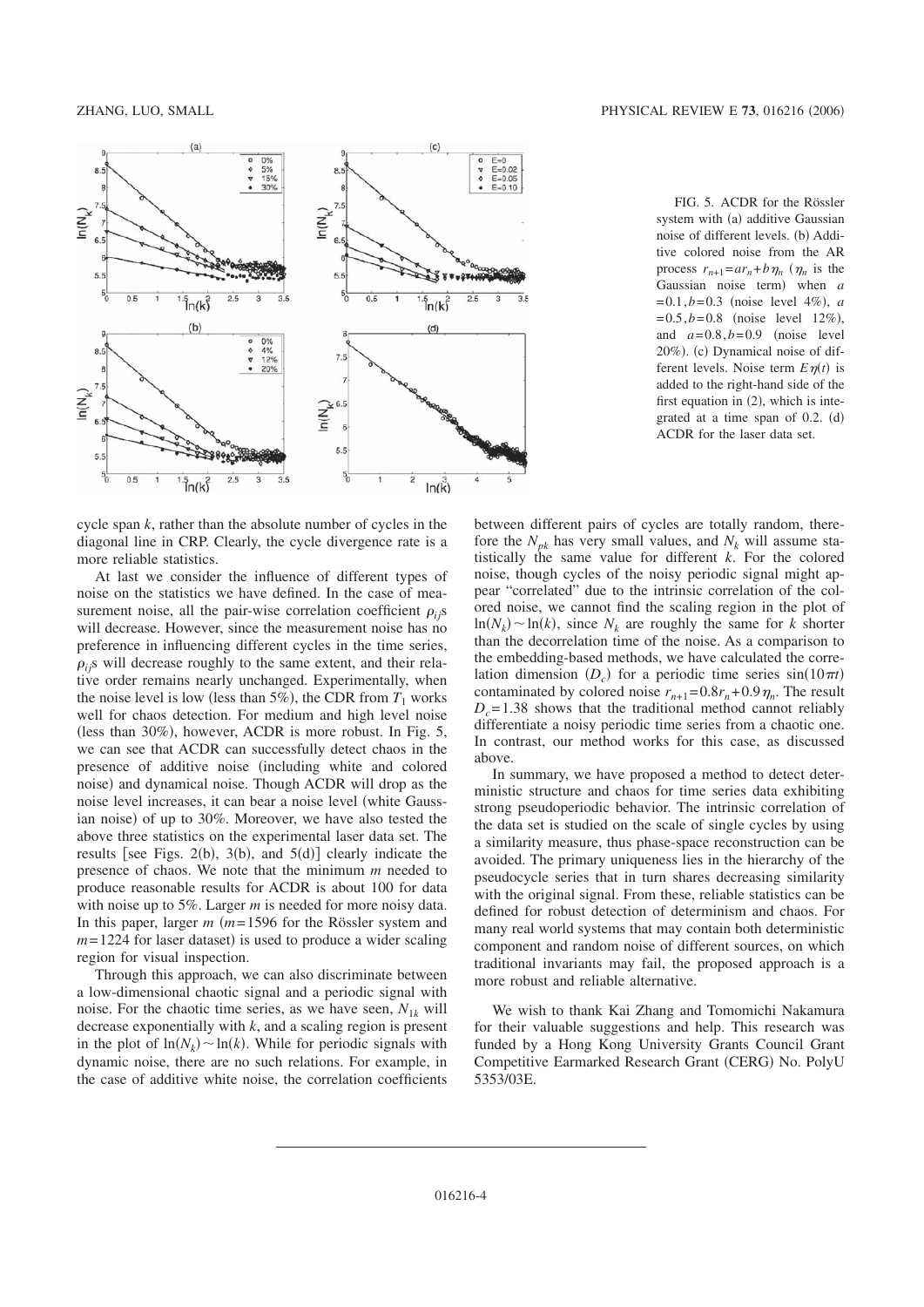FIG. 5. ACDR for the Rössler system with (a) additive Gaussian noise of different levels. (b) Additive colored noise from the AR process $r_{n+1}=ar_n+b\eta_n$ ($\eta_n$ is the Gaussian noise term) when $a=0.1, b=0.3$ (noise level 4%), $a=0.5, b=0.8$ (noise level 12%), and $a=0.8, b=0.9$ (noise level 20%). (c) Dynamical noise of different levels. Noise term $E\eta(t)$ is added to the right-hand side of the first equation in (2), which is integrated at a time span of 0.2. (d) ACDR for the laser data set.

cycle span $k$, rather than the absolute number of cycles in the diagonal line in CRP. Clearly, the cycle divergence rate is a more reliable statistics.

At last we consider the influence of different types of noise on the statistics we have defined. In the case of measurement noise, all the pair-wise correlation coefficient $\rho_{ij}$s will decrease. However, since the measurement noise has no preference in influencing different cycles in the time series, $\rho_{ij}$s will decrease roughly to the same extent, and their relative order remains nearly unchanged. Experimentally, when the noise level is low (less than 5%), the CDR from $T_1$ works well for chaos detection. For medium and high level noise (less than 30%), however, ACDR is more robust. In Fig. 5, we can see that ACDR can successfully detect chaos in the presence of additive noise (including white and colored noise) and dynamical noise. Though ACDR will drop as the noise level increases, it can bear a noise level (white Gaussian noise) of up to 30%. Moreover, we have also tested the above three statistics on the experimental laser data set. The results [see Figs. 2(b), 3(b), and 5(d)] clearly indicate the presence of chaos. We note that the minimum $m$ needed to produce reasonable results for ACDR is about 100 for data with noise up to 5%. Larger $m$ is needed for more noisy data. In this paper, larger $m$ ($m=1596$ for the Rössler system and $m=1224$ for laser dataset) is used to produce a wider scaling region for visual inspection.

Through this approach, we can also discriminate between a low-dimensional chaotic signal and a periodic signal with noise. For the chaotic time series, as we have seen, $N_{1k}$ will decrease exponentially with $k$, and a scaling region is present in the plot of $\ln(N_k) \sim \ln(k)$. While for periodic signals with dynamic noise, there are no such relations. For example, in the case of additive white noise, the correlation coefficients between different pairs of cycles are totally random, therefore the $N_{pk}$ has very small values, and $N_k$ will assume statistically the same value for different $k$. For the colored noise, though cycles of the noisy periodic signal might appear "correlated" due to the intrinsic correlation of the colored noise, we cannot find the scaling region in the plot of $\ln(N_k) \sim \ln(k)$, since $N_k$ are roughly the same for $k$ shorter than the decorrelation time of the noise. As a comparison to the embedding-based methods, we have calculated the correlation dimension ($D_c$) for a periodic time series $\sin(10\pi t)$ contaminated by colored noise $r_{n+1}=0.8r_n+0.9\eta_n$. The result $D_c=1.38$ shows that the traditional method cannot reliably differentiate a noisy periodic time series from a chaotic one. In contrast, our method works for this case, as discussed above.

In summary, we have proposed a method to detect deterministic structure and chaos for time series data exhibiting strong pseudoperiodic behavior. The intrinsic correlation of the data set is studied on the scale of single cycles by using a similarity measure, thus phase-space reconstruction can be avoided. The primary uniqueness lies in the hierarchy of the pseudocycle series that in turn shares decreasing similarity with the original signal. From these, reliable statistics can be defined for robust detection of determinism and chaos. For many real world systems that may contain both deterministic component and random noise of different sources, on which traditional invariants may fail, the proposed approach is a more robust and reliable alternative.

We wish to thank Kai Zhang and Tomomichi Nakamura for their valuable suggestions and help. This research was funded by a Hong Kong University Grants Council Grant Competitive Earmarked Research Grant (CERG) No. PolyU 5353/03E.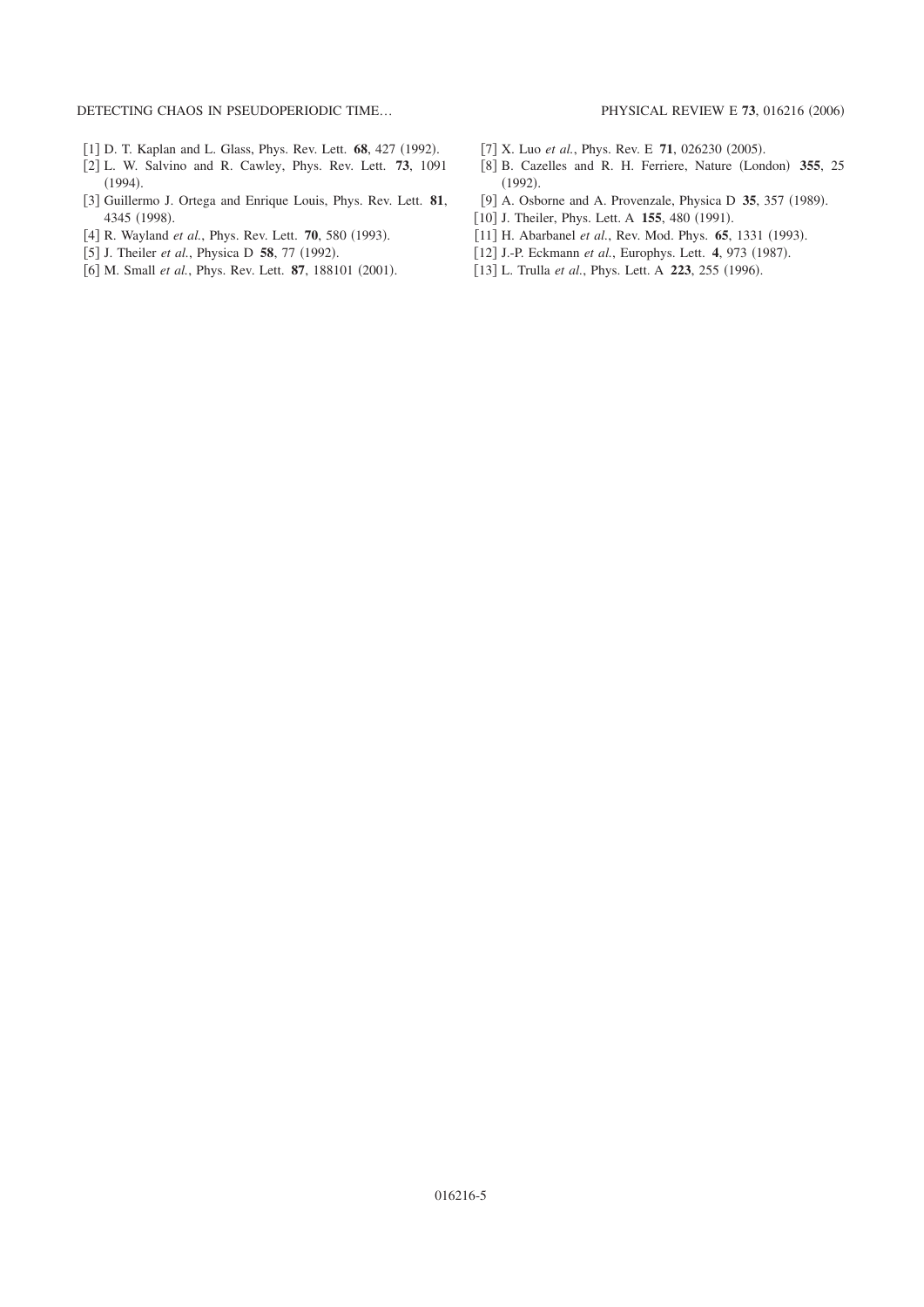[1] D. T. Kaplan and L. Glass, Phys. Rev. Lett. **68**, 427 (1992).

[2] L. W. Salvino and R. Cawley, Phys. Rev. Lett. **73**, 1091 (1994).

[3] Guillermo J. Ortega and Enrique Louis, Phys. Rev. Lett. **81**, 4345 (1998).

[4] R. Wayland *et al.*, Phys. Rev. Lett. **70**, 580 (1993).

[5] J. Theiler *et al.*, Physica D **58**, 77 (1992).

[6] M. Small *et al.*, Phys. Rev. Lett. **87**, 188101 (2001).

[7] X. Luo *et al.*, Phys. Rev. E **71**, 026230 (2005).

[8] B. Cazelles and R. H. Ferriere, Nature (London) **355**, 25 (1992).

[9] A. Osborne and A. Provenzale, Physica D **35**, 357 (1989).

[10] J. Theiler, Phys. Lett. A **155**, 480 (1991).

[11] H. Abarbanel *et al.*, Rev. Mod. Phys. **65**, 1331 (1993).

[12] J.-P. Eckmann *et al.*, Europhys. Lett. **4**, 973 (1987).

[13] L. Trulla *et al.*, Phys. Lett. A **223**, 255 (1996).